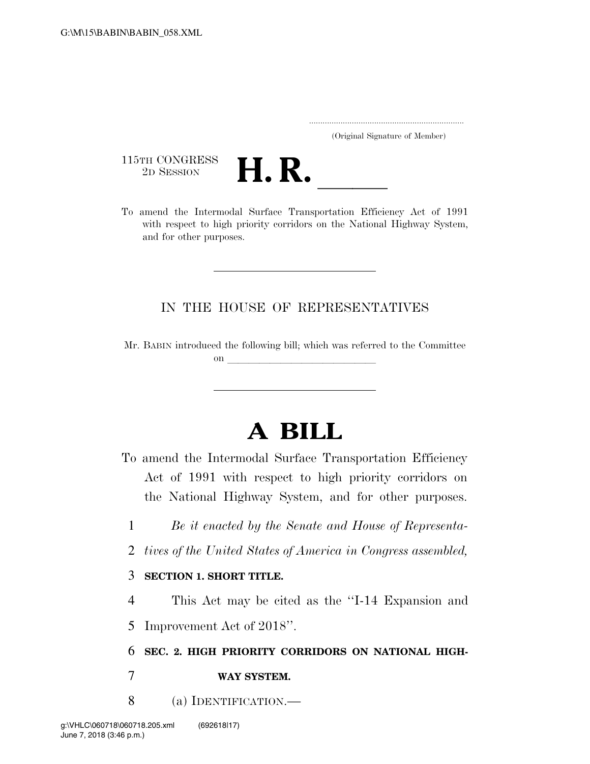(Original Signature of Member)

115TH CONGRESS
2D SESSION

# H. R. \_\_\_\_\_\_

To amend the Intermodal Surface Transportation Efficiency Act of 1991 with respect to high priority corridors on the National Highway System, and for other purposes.

---

IN THE HOUSE OF REPRESENTATIVES

Mr. BABIN introduced the following bill; which was referred to the Committee on \_\_\_\_\_\_\_\_\_\_\_\_\_\_\_\_\_\_\_\_\_\_\_\_

---

# A BILL

To amend the Intermodal Surface Transportation Efficiency Act of 1991 with respect to high priority corridors on the National Highway System, and for other purposes.

*Be it enacted by the Senate and House of Representatives of the United States of America in Congress assembled,*

**SECTION 1. SHORT TITLE.**

This Act may be cited as the "I-14 Expansion and Improvement Act of 2018".

**SEC. 2. HIGH PRIORITY CORRIDORS ON NATIONAL HIGHWAY SYSTEM.**

(a) IDENTIFICATION.—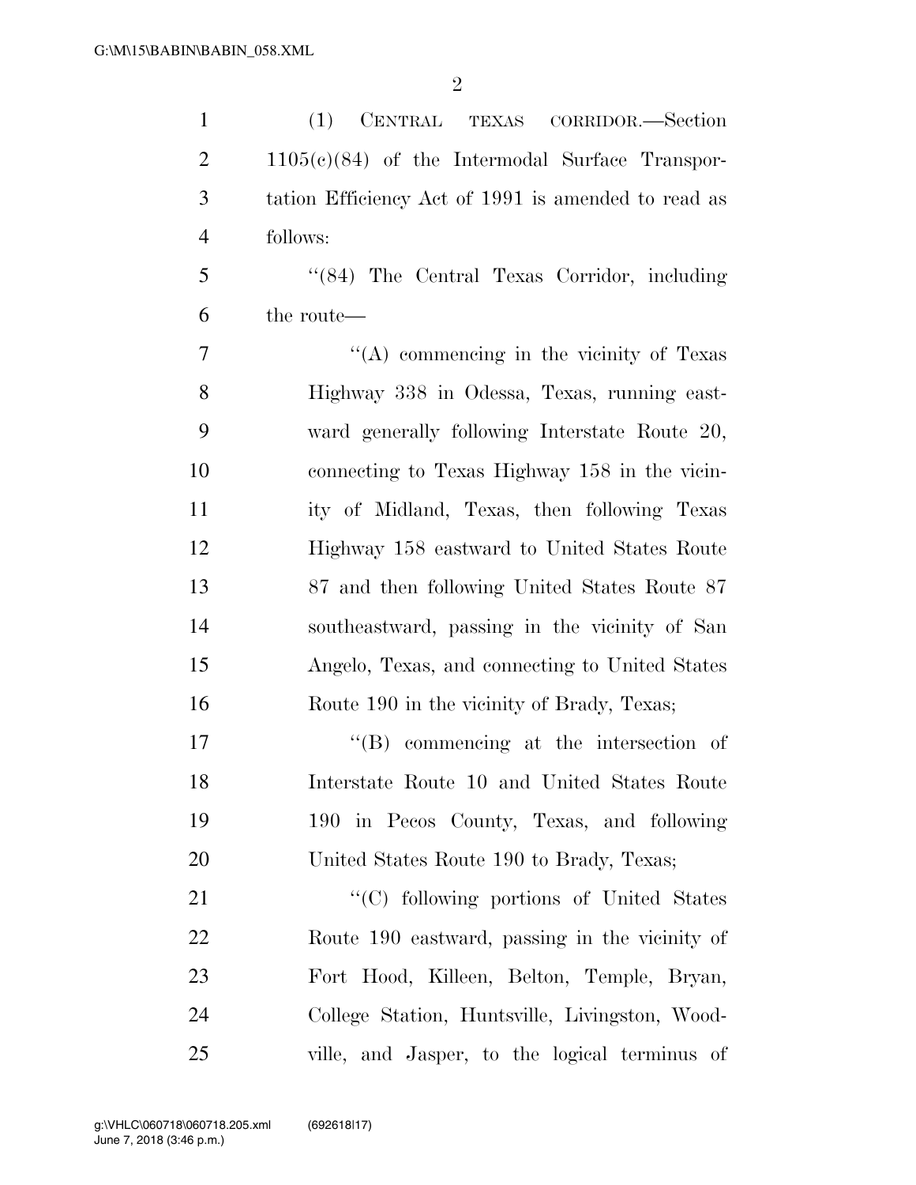(1) CENTRAL TEXAS CORRIDOR.—Section 1105(c)(84) of the Intermodal Surface Transportation Efficiency Act of 1991 is amended to read as follows:

"(84) The Central Texas Corridor, including the route—

"(A) commencing in the vicinity of Texas Highway 338 in Odessa, Texas, running eastward generally following Interstate Route 20, connecting to Texas Highway 158 in the vicinity of Midland, Texas, then following Texas Highway 158 eastward to United States Route 87 and then following United States Route 87 southeastward, passing in the vicinity of San Angelo, Texas, and connecting to United States Route 190 in the vicinity of Brady, Texas;

"(B) commencing at the intersection of Interstate Route 10 and United States Route 190 in Pecos County, Texas, and following United States Route 190 to Brady, Texas;

"(C) following portions of United States Route 190 eastward, passing in the vicinity of Fort Hood, Killeen, Belton, Temple, Bryan, College Station, Huntsville, Livingston, Woodville, and Jasper, to the logical terminus of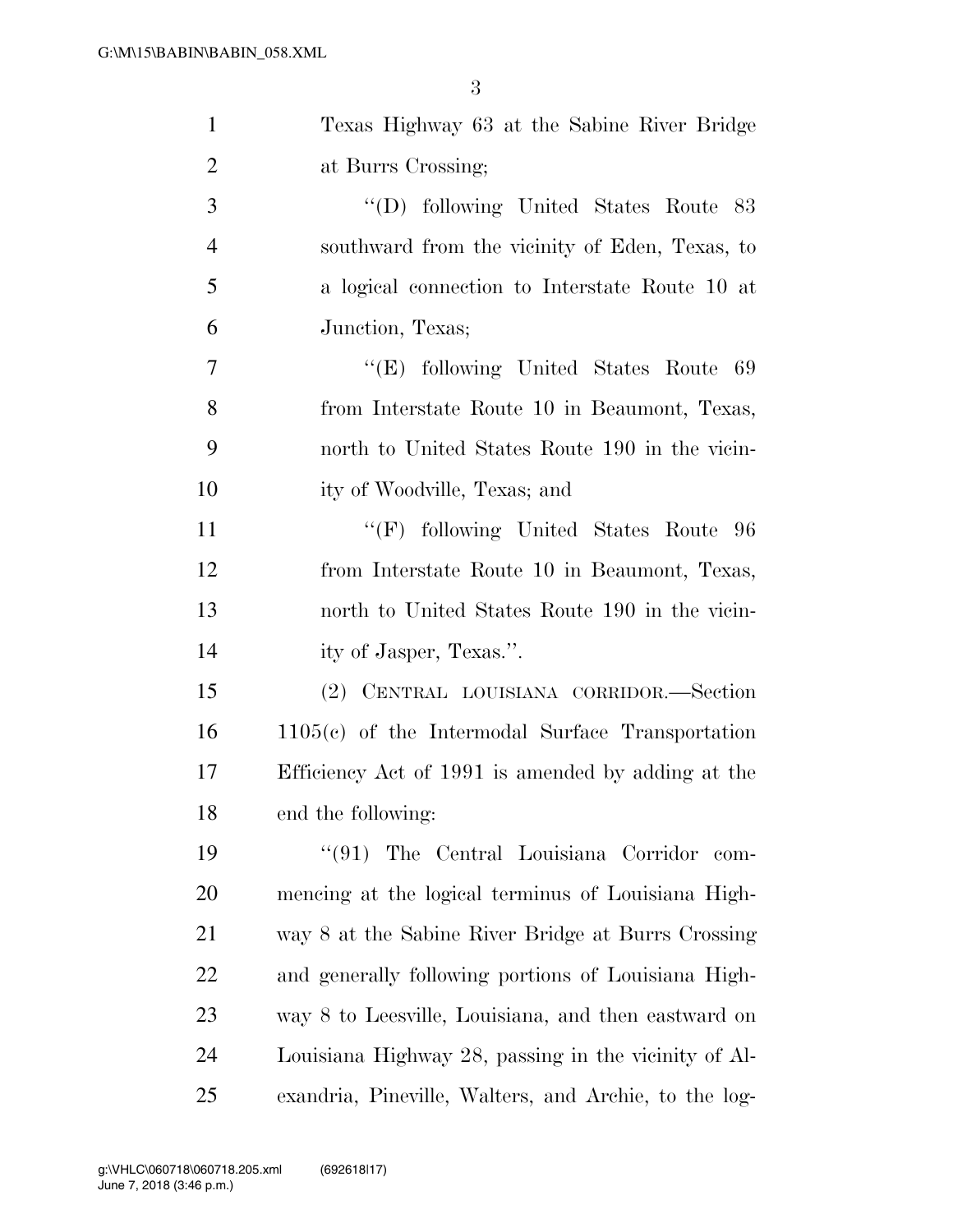Texas Highway 63 at the Sabine River Bridge at Burrs Crossing;

"(D) following United States Route 83 southward from the vicinity of Eden, Texas, to a logical connection to Interstate Route 10 at Junction, Texas;

"(E) following United States Route 69 from Interstate Route 10 in Beaumont, Texas, north to United States Route 190 in the vicinity of Woodville, Texas; and

"(F) following United States Route 96 from Interstate Route 10 in Beaumont, Texas, north to United States Route 190 in the vicinity of Jasper, Texas.".

(2) CENTRAL LOUISIANA CORRIDOR.—Section 1105(c) of the Intermodal Surface Transportation Efficiency Act of 1991 is amended by adding at the end the following:

"(91) The Central Louisiana Corridor commencing at the logical terminus of Louisiana Highway 8 at the Sabine River Bridge at Burrs Crossing and generally following portions of Louisiana Highway 8 to Leesville, Louisiana, and then eastward on Louisiana Highway 28, passing in the vicinity of Alexandria, Pineville, Walters, and Archie, to the log-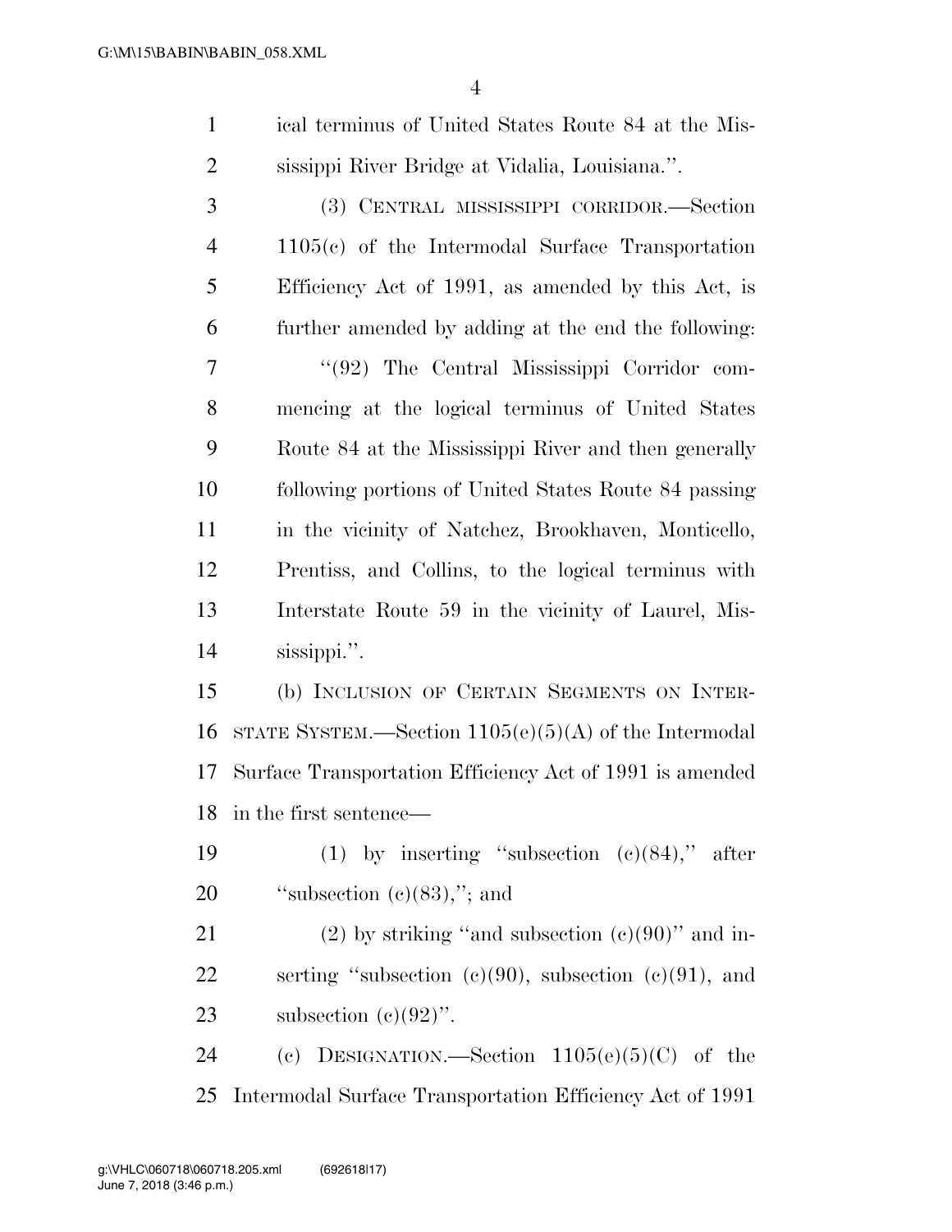ical terminus of United States Route 84 at the Mississippi River Bridge at Vidalia, Louisiana.''.

(3) CENTRAL MISSISSIPPI CORRIDOR.—Section 1105(c) of the Intermodal Surface Transportation Efficiency Act of 1991, as amended by this Act, is further amended by adding at the end the following:

''(92) The Central Mississippi Corridor commencing at the logical terminus of United States Route 84 at the Mississippi River and then generally following portions of United States Route 84 passing in the vicinity of Natchez, Brookhaven, Monticello, Prentiss, and Collins, to the logical terminus with Interstate Route 59 in the vicinity of Laurel, Mississippi.''.

(b) INCLUSION OF CERTAIN SEGMENTS ON INTERSTATE SYSTEM.—Section 1105(e)(5)(A) of the Intermodal Surface Transportation Efficiency Act of 1991 is amended in the first sentence—

(1) by inserting ''subsection (c)(84),'' after ''subsection (c)(83),''; and

(2) by striking ''and subsection (c)(90)'' and inserting ''subsection (c)(90), subsection (c)(91), and subsection (c)(92)''.

(c) DESIGNATION.—Section 1105(e)(5)(C) of the Intermodal Surface Transportation Efficiency Act of 1991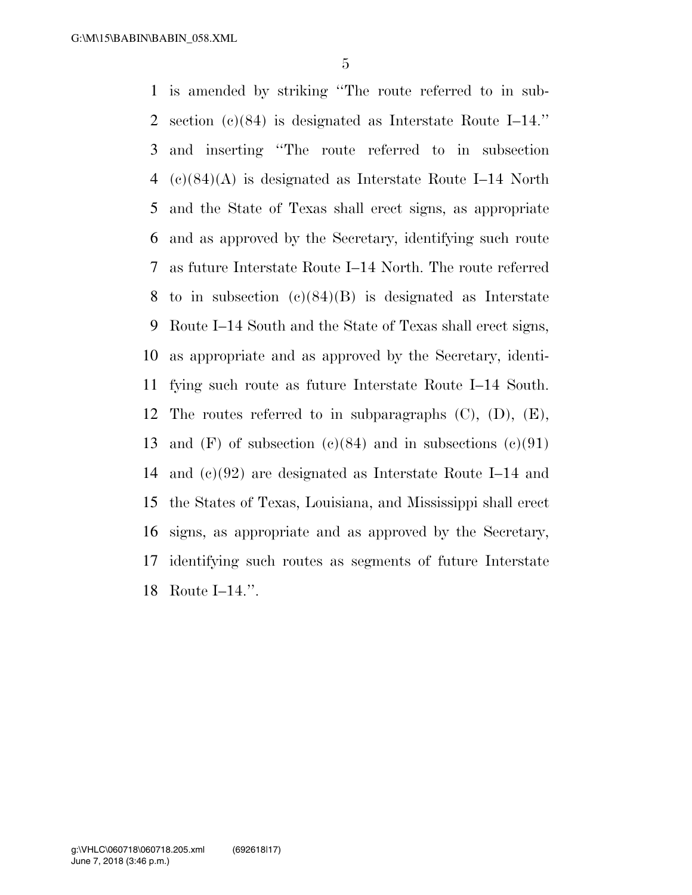is amended by striking ''The route referred to in subsection (c)(84) is designated as Interstate Route I–14.'' and inserting ''The route referred to in subsection (c)(84)(A) is designated as Interstate Route I–14 North and the State of Texas shall erect signs, as appropriate and as approved by the Secretary, identifying such route as future Interstate Route I–14 North. The route referred to in subsection (c)(84)(B) is designated as Interstate Route I–14 South and the State of Texas shall erect signs, as appropriate and as approved by the Secretary, identifying such route as future Interstate Route I–14 South. The routes referred to in subparagraphs (C), (D), (E), and (F) of subsection (c)(84) and in subsections (c)(91) and (c)(92) are designated as Interstate Route I–14 and the States of Texas, Louisiana, and Mississippi shall erect signs, as appropriate and as approved by the Secretary, identifying such routes as segments of future Interstate Route I–14.''.